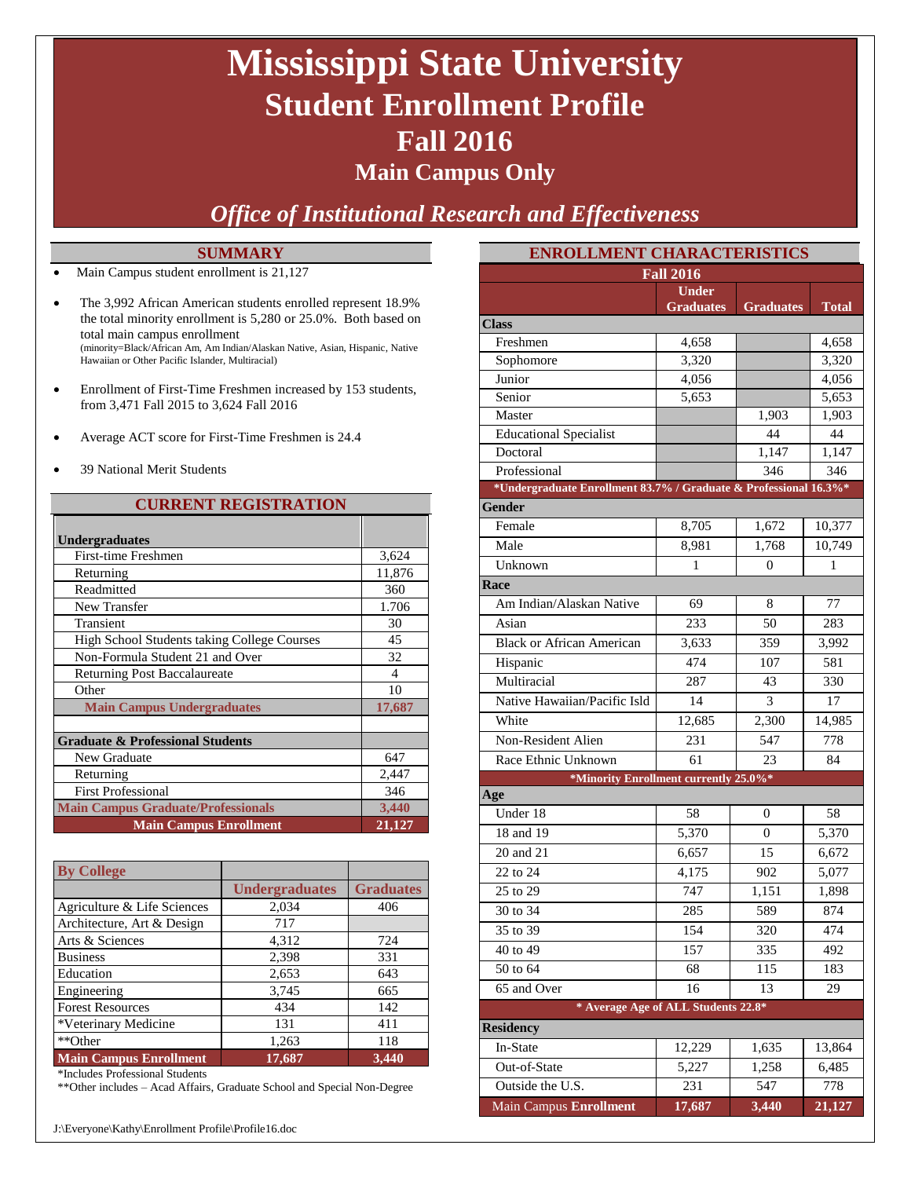# Mississippi State University
# Student Enrollment Profile
# Fall 2016
## Main Campus Only

*Office of Institutional Research and Effectiveness*

## SUMMARY

- Main Campus student enrollment is 21,127
- The 3,992 African American students enrolled represent 18.9% the total minority enrollment is 5,280 or 25.0%. Both based on total main campus enrollment
  (minority=Black/African Am, Am Indian/Alaskan Native, Asian, Hispanic, Native Hawaiian or Other Pacific Islander, Multiracial)
- Enrollment of First-Time Freshmen increased by 153 students, from 3,471 Fall 2015 to 3,624 Fall 2016
- Average ACT score for First-Time Freshmen is 24.4
- 39 National Merit Students

## CURRENT REGISTRATION

| | |
|---|---|
| **Undergraduates** | |
| First-time Freshmen | 3,624 |
| Returning | 11,876 |
| Readmitted | 360 |
| New Transfer | 1.706 |
| Transient | 30 |
| High School Students taking College Courses | 45 |
| Non-Formula Student 21 and Over | 32 |
| Returning Post Baccalaureate | 4 |
| Other | 10 |
| **Main Campus Undergraduates** | **17,687** |
| | |
| **Graduate & Professional Students** | |
| New Graduate | 647 |
| Returning | 2,447 |
| First Professional | 346 |
| **Main Campus Graduate/Professionals** | **3,440** |
| **Main Campus Enrollment** | **21,127** |

| By College | Undergraduates | Graduates |
|---|---|---|
| Agriculture & Life Sciences | 2,034 | 406 |
| Architecture, Art & Design | 717 | |
| Arts & Sciences | 4,312 | 724 |
| Business | 2,398 | 331 |
| Education | 2,653 | 643 |
| Engineering | 3,745 | 665 |
| Forest Resources | 434 | 142 |
| *Veterinary Medicine | 131 | 411 |
| **Other | 1,263 | 118 |
| **Main Campus Enrollment** | **17,687** | **3,440** |

*Includes Professional Students

**Other includes – Acad Affairs, Graduate School and Special Non-Degree

## ENROLLMENT CHARACTERISTICS

| Fall 2016 | Under Graduates | Graduates | Total |
|---|---|---|---|
| **Class** | | | |
| Freshmen | 4,658 | | 4,658 |
| Sophomore | 3,320 | | 3,320 |
| Junior | 4,056 | | 4,056 |
| Senior | 5,653 | | 5,653 |
| Master | | 1,903 | 1,903 |
| Educational Specialist | | 44 | 44 |
| Doctoral | | 1,147 | 1,147 |
| Professional | | 346 | 346 |
| *Undergraduate Enrollment 83.7% / Graduate & Professional 16.3%* | | | |
| **Gender** | | | |
| Female | 8,705 | 1,672 | 10,377 |
| Male | 8,981 | 1,768 | 10,749 |
| Unknown | 1 | 0 | 1 |
| **Race** | | | |
| Am Indian/Alaskan Native | 69 | 8 | 77 |
| Asian | 233 | 50 | 283 |
| Black or African American | 3,633 | 359 | 3,992 |
| Hispanic | 474 | 107 | 581 |
| Multiracial | 287 | 43 | 330 |
| Native Hawaiian/Pacific Isld | 14 | 3 | 17 |
| White | 12,685 | 2,300 | 14,985 |
| Non-Resident Alien | 231 | 547 | 778 |
| Race Ethnic Unknown | 61 | 23 | 84 |
| *Minority Enrollment currently 25.0%* | | | |
| **Age** | | | |
| Under 18 | 58 | 0 | 58 |
| 18 and 19 | 5,370 | 0 | 5,370 |
| 20 and 21 | 6,657 | 15 | 6,672 |
| 22 to 24 | 4,175 | 902 | 5,077 |
| 25 to 29 | 747 | 1,151 | 1,898 |
| 30 to 34 | 285 | 589 | 874 |
| 35 to 39 | 154 | 320 | 474 |
| 40 to 49 | 157 | 335 | 492 |
| 50 to 64 | 68 | 115 | 183 |
| 65 and Over | 16 | 13 | 29 |
| * Average Age of ALL Students 22.8* | | | |
| **Residency** | | | |
| In-State | 12,229 | 1,635 | 13,864 |
| Out-of-State | 5,227 | 1,258 | 6,485 |
| Outside the U.S. | 231 | 547 | 778 |
| Main Campus **Enrollment** | **17,687** | **3,440** | **21,127** |

J:\Everyone\Kathy\Enrollment Profile\Profile16.doc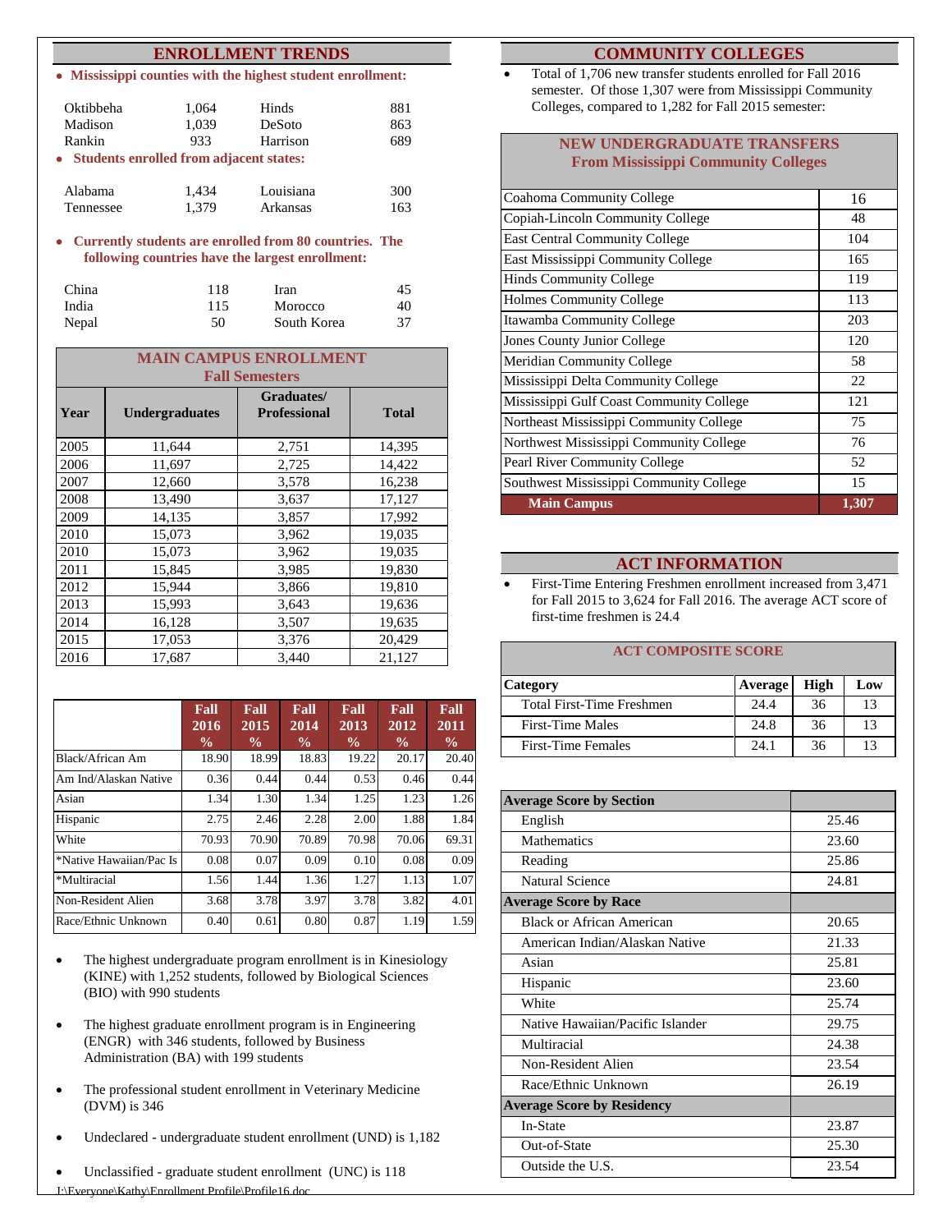## ENROLLMENT TRENDS

- **Mississippi counties with the highest student enrollment:**

| | | | |
|---|---|---|---|
| Oktibbeha | 1,064 | Hinds | 881 |
| Madison | 1,039 | DeSoto | 863 |
| Rankin | 933 | Harrison | 689 |

- **Students enrolled from adjacent states:**

| | | | |
|---|---|---|---|
| Alabama | 1,434 | Louisiana | 300 |
| Tennessee | 1,379 | Arkansas | 163 |

- **Currently students are enrolled from 80 countries. The following countries have the largest enrollment:**

| | | | |
|---|---|---|---|
| China | 118 | Iran | 45 |
| India | 115 | Morocco | 40 |
| Nepal | 50 | South Korea | 37 |

**MAIN CAMPUS ENROLLMENT**
**Fall Semesters**

| Year | Undergraduates | Graduates/ Professional | Total |
|---|---|---|---|
| 2005 | 11,644 | 2,751 | 14,395 |
| 2006 | 11,697 | 2,725 | 14,422 |
| 2007 | 12,660 | 3,578 | 16,238 |
| 2008 | 13,490 | 3,637 | 17,127 |
| 2009 | 14,135 | 3,857 | 17,992 |
| 2010 | 15,073 | 3,962 | 19,035 |
| 2010 | 15,073 | 3,962 | 19,035 |
| 2011 | 15,845 | 3,985 | 19,830 |
| 2012 | 15,944 | 3,866 | 19,810 |
| 2013 | 15,993 | 3,643 | 19,636 |
| 2014 | 16,128 | 3,507 | 19,635 |
| 2015 | 17,053 | 3,376 | 20,429 |
| 2016 | 17,687 | 3,440 | 21,127 |

| | Fall 2016 % | Fall 2015 % | Fall 2014 % | Fall 2013 % | Fall 2012 % | Fall 2011 % |
|---|---|---|---|---|---|---|
| Black/African Am | 18.90 | 18.99 | 18.83 | 19.22 | 20.17 | 20.40 |
| Am Ind/Alaskan Native | 0.36 | 0.44 | 0.44 | 0.53 | 0.46 | 0.44 |
| Asian | 1.34 | 1.30 | 1.34 | 1.25 | 1.23 | 1.26 |
| Hispanic | 2.75 | 2.46 | 2.28 | 2.00 | 1.88 | 1.84 |
| White | 70.93 | 70.90 | 70.89 | 70.98 | 70.06 | 69.31 |
| *Native Hawaiian/Pac Is | 0.08 | 0.07 | 0.09 | 0.10 | 0.08 | 0.09 |
| *Multiracial | 1.56 | 1.44 | 1.36 | 1.27 | 1.13 | 1.07 |
| Non-Resident Alien | 3.68 | 3.78 | 3.97 | 3.78 | 3.82 | 4.01 |
| Race/Ethnic Unknown | 0.40 | 0.61 | 0.80 | 0.87 | 1.19 | 1.59 |

- The highest undergraduate program enrollment is in Kinesiology (KINE) with 1,252 students, followed by Biological Sciences (BIO) with 990 students
- The highest graduate enrollment program is in Engineering (ENGR) with 346 students, followed by Business Administration (BA) with 199 students
- The professional student enrollment in Veterinary Medicine (DVM) is 346
- Undeclared - undergraduate student enrollment (UND) is 1,182
- Unclassified - graduate student enrollment (UNC) is 118

## COMMUNITY COLLEGES

- Total of 1,706 new transfer students enrolled for Fall 2016 semester. Of those 1,307 were from Mississippi Community Colleges, compared to 1,282 for Fall 2015 semester:

**NEW UNDERGRADUATE TRANSFERS**
**From Mississippi Community Colleges**

| College | Count |
|---|---|
| Coahoma Community College | 16 |
| Copiah-Lincoln Community College | 48 |
| East Central Community College | 104 |
| East Mississippi Community College | 165 |
| Hinds Community College | 119 |
| Holmes Community College | 113 |
| Itawamba Community College | 203 |
| Jones County Junior College | 120 |
| Meridian Community College | 58 |
| Mississippi Delta Community College | 22 |
| Mississippi Gulf Coast Community College | 121 |
| Northeast Mississippi Community College | 75 |
| Northwest Mississippi Community College | 76 |
| Pearl River Community College | 52 |
| Southwest Mississippi Community College | 15 |
| **Main Campus** | **1,307** |

## ACT INFORMATION

- First-Time Entering Freshmen enrollment increased from 3,471 for Fall 2015 to 3,624 for Fall 2016. The average ACT score of first-time freshmen is 24.4

**ACT COMPOSITE SCORE**

| Category | Average | High | Low |
|---|---|---|---|
| Total First-Time Freshmen | 24.4 | 36 | 13 |
| First-Time Males | 24.8 | 36 | 13 |
| First-Time Females | 24.1 | 36 | 13 |

| **Average Score by Section** | |
|---|---|
| English | 25.46 |
| Mathematics | 23.60 |
| Reading | 25.86 |
| Natural Science | 24.81 |
| **Average Score by Race** | |
| Black or African American | 20.65 |
| American Indian/Alaskan Native | 21.33 |
| Asian | 25.81 |
| Hispanic | 23.60 |
| White | 25.74 |
| Native Hawaiian/Pacific Islander | 29.75 |
| Multiracial | 24.38 |
| Non-Resident Alien | 23.54 |
| Race/Ethnic Unknown | 26.19 |
| **Average Score by Residency** | |
| In-State | 23.87 |
| Out-of-State | 25.30 |
| Outside the U.S. | 23.54 |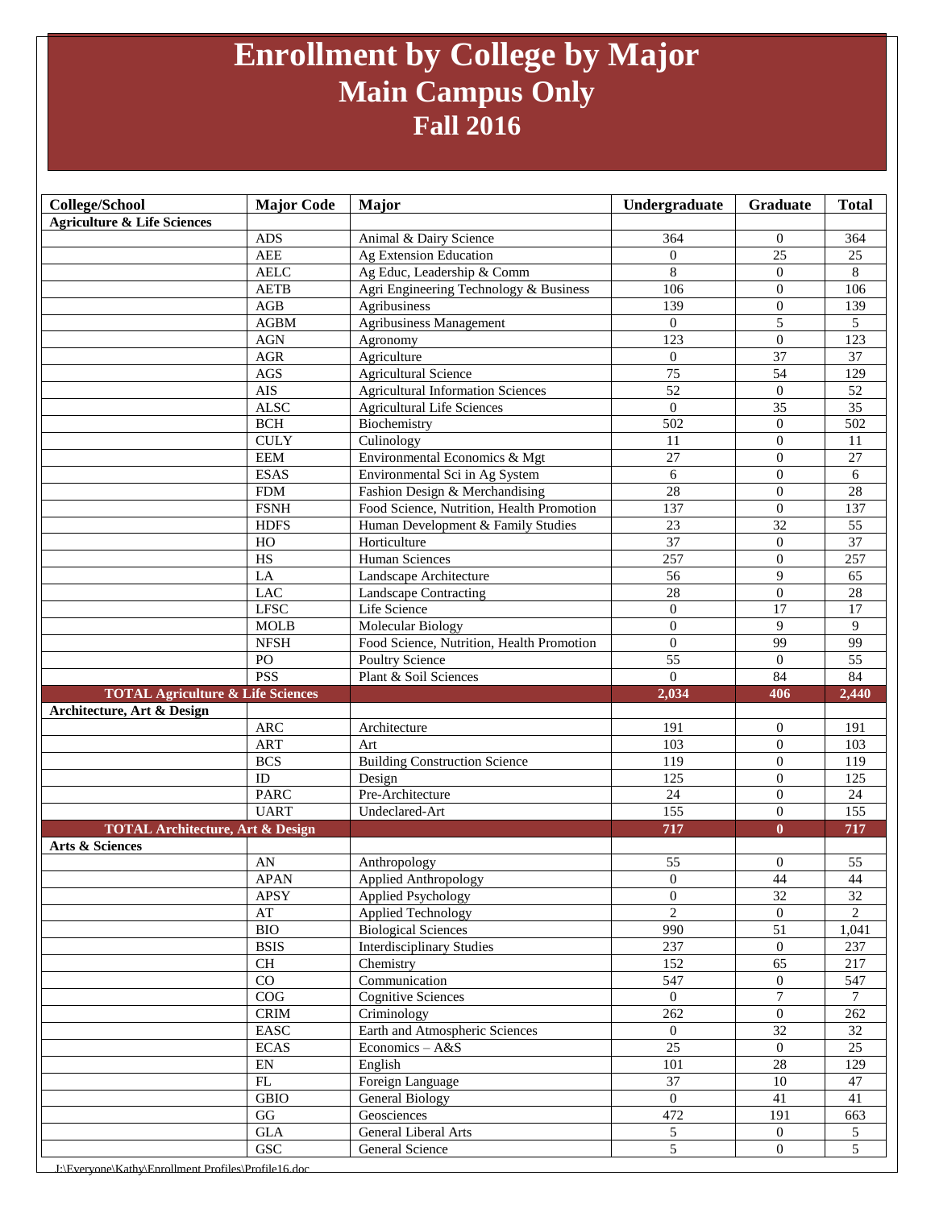# Enrollment by College by Major
## Main Campus Only
## Fall 2016

| College/School | Major Code | Major | Undergraduate | Graduate | Total |
|---|---|---|---|---|---|
| **Agriculture & Life Sciences** | | | | | |
| | ADS | Animal & Dairy Science | 364 | 0 | 364 |
| | AEE | Ag Extension Education | 0 | 25 | 25 |
| | AELC | Ag Educ, Leadership & Comm | 8 | 0 | 8 |
| | AETB | Agri Engineering Technology & Business | 106 | 0 | 106 |
| | AGB | Agribusiness | 139 | 0 | 139 |
| | AGBM | Agribusiness Management | 0 | 5 | 5 |
| | AGN | Agronomy | 123 | 0 | 123 |
| | AGR | Agriculture | 0 | 37 | 37 |
| | AGS | Agricultural Science | 75 | 54 | 129 |
| | AIS | Agricultural Information Sciences | 52 | 0 | 52 |
| | ALSC | Agricultural Life Sciences | 0 | 35 | 35 |
| | BCH | Biochemistry | 502 | 0 | 502 |
| | CULY | Culinology | 11 | 0 | 11 |
| | EEM | Environmental Economics & Mgt | 27 | 0 | 27 |
| | ESAS | Environmental Sci in Ag System | 6 | 0 | 6 |
| | FDM | Fashion Design & Merchandising | 28 | 0 | 28 |
| | FSNH | Food Science, Nutrition, Health Promotion | 137 | 0 | 137 |
| | HDFS | Human Development & Family Studies | 23 | 32 | 55 |
| | HO | Horticulture | 37 | 0 | 37 |
| | HS | Human Sciences | 257 | 0 | 257 |
| | LA | Landscape Architecture | 56 | 9 | 65 |
| | LAC | Landscape Contracting | 28 | 0 | 28 |
| | LFSC | Life Science | 0 | 17 | 17 |
| | MOLB | Molecular Biology | 0 | 9 | 9 |
| | NFSH | Food Science, Nutrition, Health Promotion | 0 | 99 | 99 |
| | PO | Poultry Science | 55 | 0 | 55 |
| | PSS | Plant & Soil Sciences | 0 | 84 | 84 |
| **TOTAL Agriculture & Life Sciences** | | | **2,034** | **406** | **2,440** |
| **Architecture, Art & Design** | | | | | |
| | ARC | Architecture | 191 | 0 | 191 |
| | ART | Art | 103 | 0 | 103 |
| | BCS | Building Construction Science | 119 | 0 | 119 |
| | ID | Design | 125 | 0 | 125 |
| | PARC | Pre-Architecture | 24 | 0 | 24 |
| | UART | Undeclared-Art | 155 | 0 | 155 |
| **TOTAL Architecture, Art & Design** | | | **717** | **0** | **717** |
| **Arts & Sciences** | | | | | |
| | AN | Anthropology | 55 | 0 | 55 |
| | APAN | Applied Anthropology | 0 | 44 | 44 |
| | APSY | Applied Psychology | 0 | 32 | 32 |
| | AT | Applied Technology | 2 | 0 | 2 |
| | BIO | Biological Sciences | 990 | 51 | 1,041 |
| | BSIS | Interdisciplinary Studies | 237 | 0 | 237 |
| | CH | Chemistry | 152 | 65 | 217 |
| | CO | Communication | 547 | 0 | 547 |
| | COG | Cognitive Sciences | 0 | 7 | 7 |
| | CRIM | Criminology | 262 | 0 | 262 |
| | EASC | Earth and Atmospheric Sciences | 0 | 32 | 32 |
| | ECAS | Economics – A&S | 25 | 0 | 25 |
| | EN | English | 101 | 28 | 129 |
| | FL | Foreign Language | 37 | 10 | 47 |
| | GBIO | General Biology | 0 | 41 | 41 |
| | GG | Geosciences | 472 | 191 | 663 |
| | GLA | General Liberal Arts | 5 | 0 | 5 |
| | GSC | General Science | 5 | 0 | 5 |

J:\Everyone\Kathy\Enrollment Profiles\Profile16.doc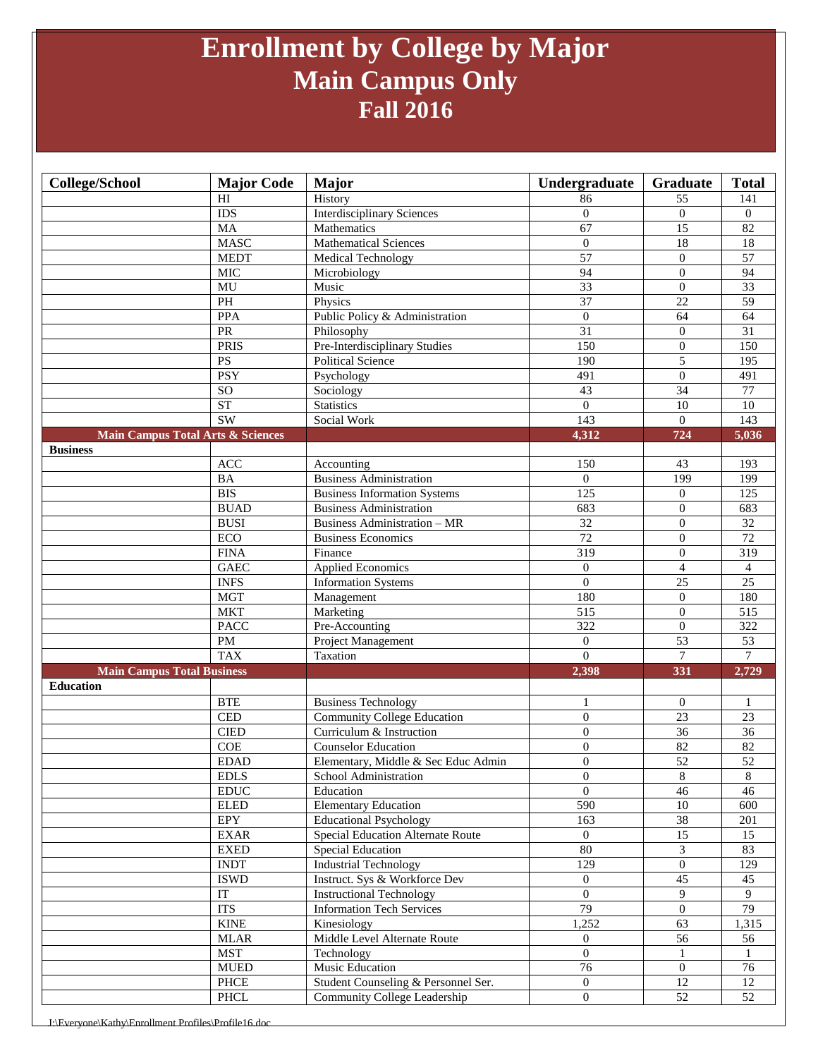# Enrollment by College by Major
## Main Campus Only
## Fall 2016

| College/School | Major Code | Major | Undergraduate | Graduate | Total |
|---|---|---|---|---|---|
| | HI | History | 86 | 55 | 141 |
| | IDS | Interdisciplinary Sciences | 0 | 0 | 0 |
| | MA | Mathematics | 67 | 15 | 82 |
| | MASC | Mathematical Sciences | 0 | 18 | 18 |
| | MEDT | Medical Technology | 57 | 0 | 57 |
| | MIC | Microbiology | 94 | 0 | 94 |
| | MU | Music | 33 | 0 | 33 |
| | PH | Physics | 37 | 22 | 59 |
| | PPA | Public Policy & Administration | 0 | 64 | 64 |
| | PR | Philosophy | 31 | 0 | 31 |
| | PRIS | Pre-Interdisciplinary Studies | 150 | 0 | 150 |
| | PS | Political Science | 190 | 5 | 195 |
| | PSY | Psychology | 491 | 0 | 491 |
| | SO | Sociology | 43 | 34 | 77 |
| | ST | Statistics | 0 | 10 | 10 |
| | SW | Social Work | 143 | 0 | 143 |
| **Main Campus Total Arts & Sciences** | | | **4,312** | **724** | **5,036** |
| **Business** | | | | | |
| | ACC | Accounting | 150 | 43 | 193 |
| | BA | Business Administration | 0 | 199 | 199 |
| | BIS | Business Information Systems | 125 | 0 | 125 |
| | BUAD | Business Administration | 683 | 0 | 683 |
| | BUSI | Business Administration – MR | 32 | 0 | 32 |
| | ECO | Business Economics | 72 | 0 | 72 |
| | FINA | Finance | 319 | 0 | 319 |
| | GAEC | Applied Economics | 0 | 4 | 4 |
| | INFS | Information Systems | 0 | 25 | 25 |
| | MGT | Management | 180 | 0 | 180 |
| | MKT | Marketing | 515 | 0 | 515 |
| | PACC | Pre-Accounting | 322 | 0 | 322 |
| | PM | Project Management | 0 | 53 | 53 |
| | TAX | Taxation | 0 | 7 | 7 |
| **Main Campus Total Business** | | | **2,398** | **331** | **2,729** |
| **Education** | | | | | |
| | BTE | Business Technology | 1 | 0 | 1 |
| | CED | Community College Education | 0 | 23 | 23 |
| | CIED | Curriculum & Instruction | 0 | 36 | 36 |
| | COE | Counselor Education | 0 | 82 | 82 |
| | EDAD | Elementary, Middle & Sec Educ Admin | 0 | 52 | 52 |
| | EDLS | School Administration | 0 | 8 | 8 |
| | EDUC | Education | 0 | 46 | 46 |
| | ELED | Elementary Education | 590 | 10 | 600 |
| | EPY | Educational Psychology | 163 | 38 | 201 |
| | EXAR | Special Education Alternate Route | 0 | 15 | 15 |
| | EXED | Special Education | 80 | 3 | 83 |
| | INDT | Industrial Technology | 129 | 0 | 129 |
| | ISWD | Instruct. Sys & Workforce Dev | 0 | 45 | 45 |
| | IT | Instructional Technology | 0 | 9 | 9 |
| | ITS | Information Tech Services | 79 | 0 | 79 |
| | KINE | Kinesiology | 1,252 | 63 | 1,315 |
| | MLAR | Middle Level Alternate Route | 0 | 56 | 56 |
| | MST | Technology | 0 | 1 | 1 |
| | MUED | Music Education | 76 | 0 | 76 |
| | PHCE | Student Counseling & Personnel Ser. | 0 | 12 | 12 |
| | PHCL | Community College Leadership | 0 | 52 | 52 |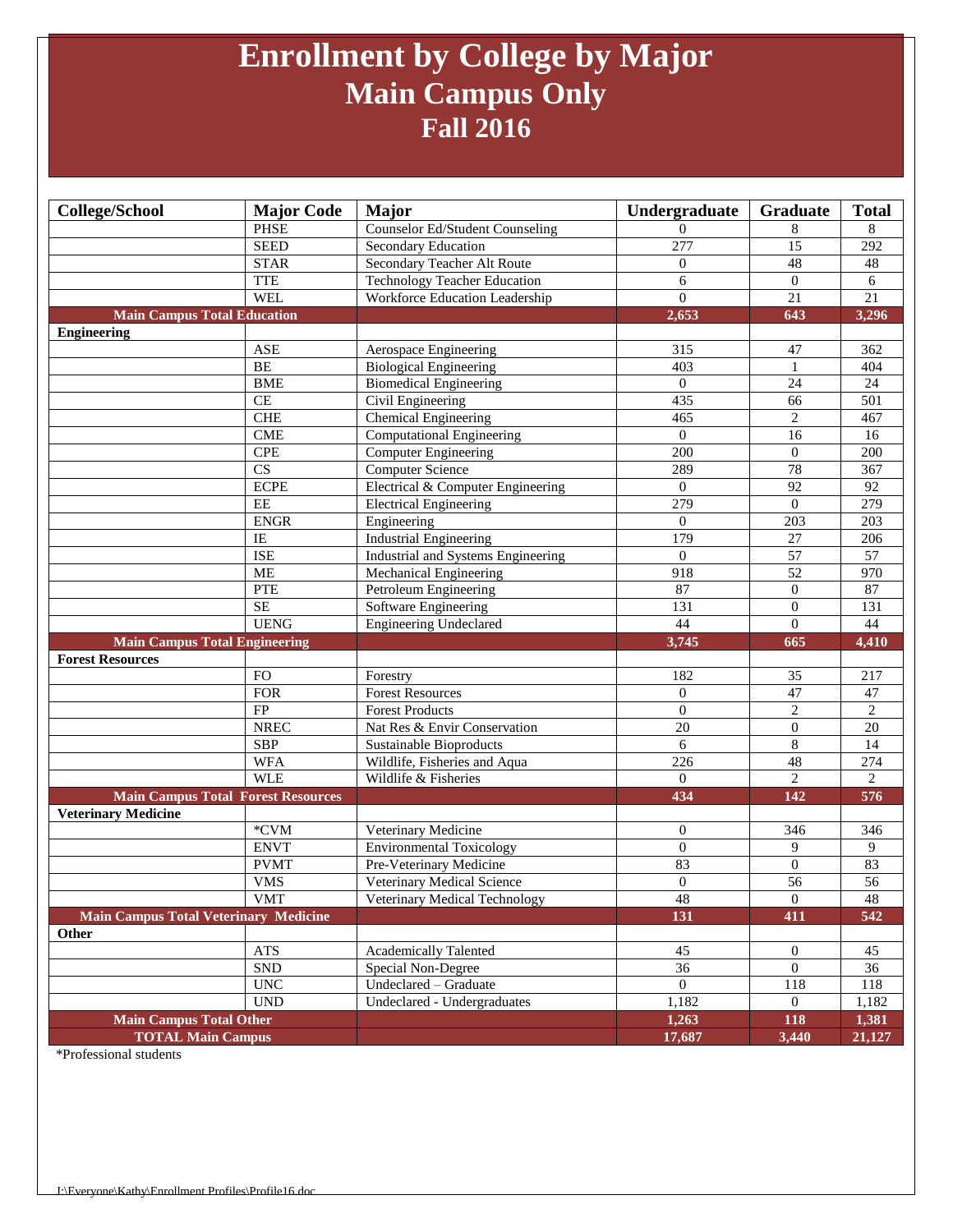# Enrollment by College by Major
## Main Campus Only
## Fall 2016

| College/School | Major Code | Major | Undergraduate | Graduate | Total |
|---|---|---|---|---|---|
| | PHSE | Counselor Ed/Student Counseling | 0 | 8 | 8 |
| | SEED | Secondary Education | 277 | 15 | 292 |
| | STAR | Secondary Teacher Alt Route | 0 | 48 | 48 |
| | TTE | Technology Teacher Education | 6 | 0 | 6 |
| | WEL | Workforce Education Leadership | 0 | 21 | 21 |
| **Main Campus Total Education** | | | **2,653** | **643** | **3,296** |
| **Engineering** | | | | | |
| | ASE | Aerospace Engineering | 315 | 47 | 362 |
| | BE | Biological Engineering | 403 | 1 | 404 |
| | BME | Biomedical Engineering | 0 | 24 | 24 |
| | CE | Civil Engineering | 435 | 66 | 501 |
| | CHE | Chemical Engineering | 465 | 2 | 467 |
| | CME | Computational Engineering | 0 | 16 | 16 |
| | CPE | Computer Engineering | 200 | 0 | 200 |
| | CS | Computer Science | 289 | 78 | 367 |
| | ECPE | Electrical & Computer Engineering | 0 | 92 | 92 |
| | EE | Electrical Engineering | 279 | 0 | 279 |
| | ENGR | Engineering | 0 | 203 | 203 |
| | IE | Industrial Engineering | 179 | 27 | 206 |
| | ISE | Industrial and Systems Engineering | 0 | 57 | 57 |
| | ME | Mechanical Engineering | 918 | 52 | 970 |
| | PTE | Petroleum Engineering | 87 | 0 | 87 |
| | SE | Software Engineering | 131 | 0 | 131 |
| | UENG | Engineering Undeclared | 44 | 0 | 44 |
| **Main Campus Total Engineering** | | | **3,745** | **665** | **4,410** |
| **Forest Resources** | | | | | |
| | FO | Forestry | 182 | 35 | 217 |
| | FOR | Forest Resources | 0 | 47 | 47 |
| | FP | Forest Products | 0 | 2 | 2 |
| | NREC | Nat Res & Envir Conservation | 20 | 0 | 20 |
| | SBP | Sustainable Bioproducts | 6 | 8 | 14 |
| | WFA | Wildlife, Fisheries and Aqua | 226 | 48 | 274 |
| | WLE | Wildlife & Fisheries | 0 | 2 | 2 |
| **Main Campus Total Forest Resources** | | | **434** | **142** | **576** |
| **Veterinary Medicine** | | | | | |
| | *CVM | Veterinary Medicine | 0 | 346 | 346 |
| | ENVT | Environmental Toxicology | 0 | 9 | 9 |
| | PVMT | Pre-Veterinary Medicine | 83 | 0 | 83 |
| | VMS | Veterinary Medical Science | 0 | 56 | 56 |
| | VMT | Veterinary Medical Technology | 48 | 0 | 48 |
| **Main Campus Total Veterinary Medicine** | | | **131** | **411** | **542** |
| **Other** | | | | | |
| | ATS | Academically Talented | 45 | 0 | 45 |
| | SND | Special Non-Degree | 36 | 0 | 36 |
| | UNC | Undeclared – Graduate | 0 | 118 | 118 |
| | UND | Undeclared - Undergraduates | 1,182 | 0 | 1,182 |
| **Main Campus Total Other** | | | **1,263** | **118** | **1,381** |
| **TOTAL Main Campus** | | | **17,687** | **3,440** | **21,127** |

*Professional students

J:\Everyone\Kathy\Enrollment Profiles\Profile16.doc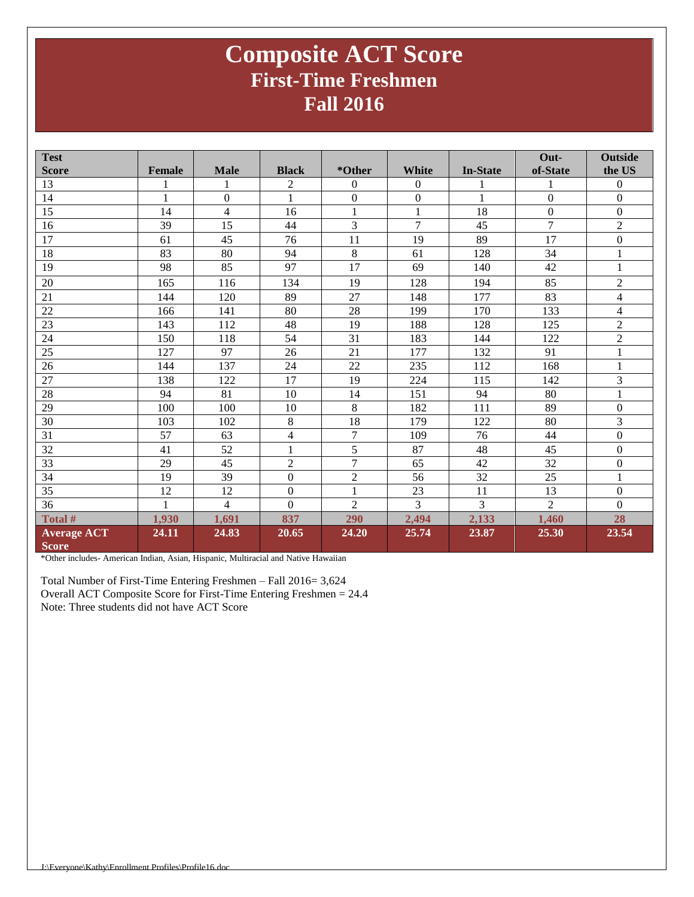# Composite ACT Score
## First-Time Freshmen
## Fall 2016

| Test Score | Female | Male | Black | *Other | White | In-State | Out-of-State | Outside the US |
|---|---|---|---|---|---|---|---|---|
| 13 | 1 | 1 | 2 | 0 | 0 | 1 | 1 | 0 |
| 14 | 1 | 0 | 1 | 0 | 0 | 1 | 0 | 0 |
| 15 | 14 | 4 | 16 | 1 | 1 | 18 | 0 | 0 |
| 16 | 39 | 15 | 44 | 3 | 7 | 45 | 7 | 2 |
| 17 | 61 | 45 | 76 | 11 | 19 | 89 | 17 | 0 |
| 18 | 83 | 80 | 94 | 8 | 61 | 128 | 34 | 1 |
| 19 | 98 | 85 | 97 | 17 | 69 | 140 | 42 | 1 |
| 20 | 165 | 116 | 134 | 19 | 128 | 194 | 85 | 2 |
| 21 | 144 | 120 | 89 | 27 | 148 | 177 | 83 | 4 |
| 22 | 166 | 141 | 80 | 28 | 199 | 170 | 133 | 4 |
| 23 | 143 | 112 | 48 | 19 | 188 | 128 | 125 | 2 |
| 24 | 150 | 118 | 54 | 31 | 183 | 144 | 122 | 2 |
| 25 | 127 | 97 | 26 | 21 | 177 | 132 | 91 | 1 |
| 26 | 144 | 137 | 24 | 22 | 235 | 112 | 168 | 1 |
| 27 | 138 | 122 | 17 | 19 | 224 | 115 | 142 | 3 |
| 28 | 94 | 81 | 10 | 14 | 151 | 94 | 80 | 1 |
| 29 | 100 | 100 | 10 | 8 | 182 | 111 | 89 | 0 |
| 30 | 103 | 102 | 8 | 18 | 179 | 122 | 80 | 3 |
| 31 | 57 | 63 | 4 | 7 | 109 | 76 | 44 | 0 |
| 32 | 41 | 52 | 1 | 5 | 87 | 48 | 45 | 0 |
| 33 | 29 | 45 | 2 | 7 | 65 | 42 | 32 | 0 |
| 34 | 19 | 39 | 0 | 2 | 56 | 32 | 25 | 1 |
| 35 | 12 | 12 | 0 | 1 | 23 | 11 | 13 | 0 |
| 36 | 1 | 4 | 0 | 2 | 3 | 3 | 2 | 0 |
| **Total #** | **1,930** | **1,691** | **837** | **290** | **2,494** | **2,133** | **1,460** | **28** |
| **Average ACT Score** | **24.11** | **24.83** | **20.65** | **24.20** | **25.74** | **23.87** | **25.30** | **23.54** |

*Other includes- American Indian, Asian, Hispanic, Multiracial and Native Hawaiian

Total Number of First-Time Entering Freshmen – Fall 2016= 3,624
Overall ACT Composite Score for First-Time Entering Freshmen = 24.4
Note: Three students did not have ACT Score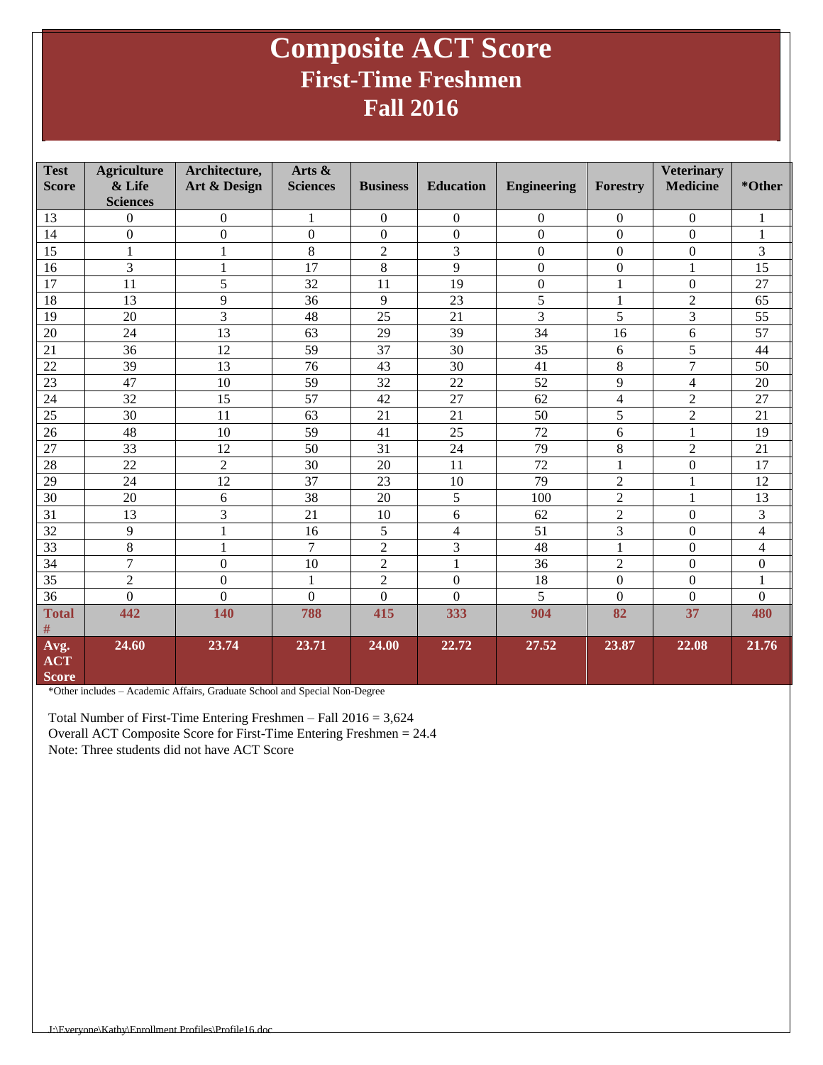# Composite ACT Score
## First-Time Freshmen
## Fall 2016

| Test Score | Agriculture & Life Sciences | Architecture, Art & Design | Arts & Sciences | Business | Education | Engineering | Forestry | Veterinary Medicine | *Other |
|---|---|---|---|---|---|---|---|---|---|
| 13 | 0 | 0 | 1 | 0 | 0 | 0 | 0 | 0 | 1 |
| 14 | 0 | 0 | 0 | 0 | 0 | 0 | 0 | 0 | 1 |
| 15 | 1 | 1 | 8 | 2 | 3 | 0 | 0 | 0 | 3 |
| 16 | 3 | 1 | 17 | 8 | 9 | 0 | 0 | 1 | 15 |
| 17 | 11 | 5 | 32 | 11 | 19 | 0 | 1 | 0 | 27 |
| 18 | 13 | 9 | 36 | 9 | 23 | 5 | 1 | 2 | 65 |
| 19 | 20 | 3 | 48 | 25 | 21 | 3 | 5 | 3 | 55 |
| 20 | 24 | 13 | 63 | 29 | 39 | 34 | 16 | 6 | 57 |
| 21 | 36 | 12 | 59 | 37 | 30 | 35 | 6 | 5 | 44 |
| 22 | 39 | 13 | 76 | 43 | 30 | 41 | 8 | 7 | 50 |
| 23 | 47 | 10 | 59 | 32 | 22 | 52 | 9 | 4 | 20 |
| 24 | 32 | 15 | 57 | 42 | 27 | 62 | 4 | 2 | 27 |
| 25 | 30 | 11 | 63 | 21 | 21 | 50 | 5 | 2 | 21 |
| 26 | 48 | 10 | 59 | 41 | 25 | 72 | 6 | 1 | 19 |
| 27 | 33 | 12 | 50 | 31 | 24 | 79 | 8 | 2 | 21 |
| 28 | 22 | 2 | 30 | 20 | 11 | 72 | 1 | 0 | 17 |
| 29 | 24 | 12 | 37 | 23 | 10 | 79 | 2 | 1 | 12 |
| 30 | 20 | 6 | 38 | 20 | 5 | 100 | 2 | 1 | 13 |
| 31 | 13 | 3 | 21 | 10 | 6 | 62 | 2 | 0 | 3 |
| 32 | 9 | 1 | 16 | 5 | 4 | 51 | 3 | 0 | 4 |
| 33 | 8 | 1 | 7 | 2 | 3 | 48 | 1 | 0 | 4 |
| 34 | 7 | 0 | 10 | 2 | 1 | 36 | 2 | 0 | 0 |
| 35 | 2 | 0 | 1 | 2 | 0 | 18 | 0 | 0 | 1 |
| 36 | 0 | 0 | 0 | 0 | 0 | 5 | 0 | 0 | 0 |
| **Total #** | **442** | **140** | **788** | **415** | **333** | **904** | **82** | **37** | **480** |
| **Avg. ACT Score** | **24.60** | **23.74** | **23.71** | **24.00** | **22.72** | **27.52** | **23.87** | **22.08** | **21.76** |

*Other includes – Academic Affairs, Graduate School and Special Non-Degree

Total Number of First-Time Entering Freshmen – Fall 2016 = 3,624
Overall ACT Composite Score for First-Time Entering Freshmen = 24.4
Note: Three students did not have ACT Score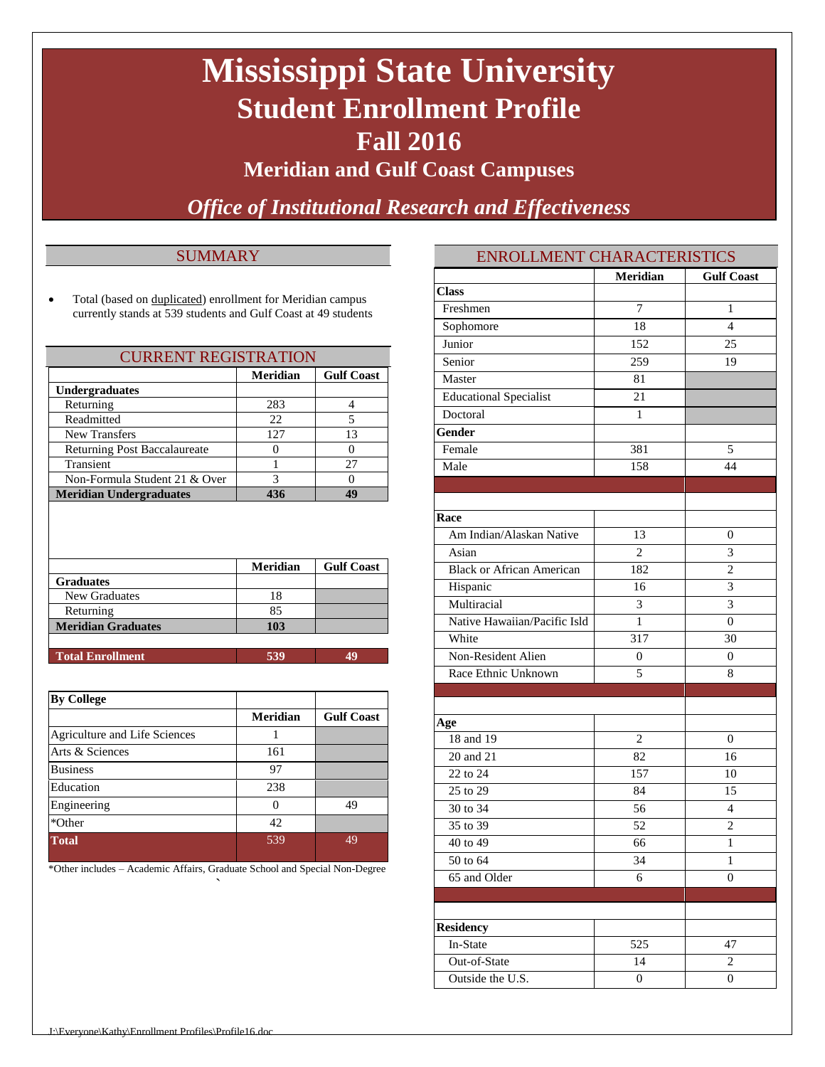# Mississippi State University
## Student Enrollment Profile
## Fall 2016
### Meridian and Gulf Coast Campuses

*Office of Institutional Research and Effectiveness*

## SUMMARY

- Total (based on duplicated) enrollment for Meridian campus currently stands at 539 students and Gulf Coast at 49 students

## CURRENT REGISTRATION

| | Meridian | Gulf Coast |
|---|---|---|
| **Undergraduates** | | |
| Returning | 283 | 4 |
| Readmitted | 22 | 5 |
| New Transfers | 127 | 13 |
| Returning Post Baccalaureate | 0 | 0 |
| Transient | 1 | 27 |
| Non-Formula Student 21 & Over | 3 | 0 |
| **Meridian Undergraduates** | **436** | **49** |

| | Meridian | Gulf Coast |
|---|---|---|
| **Graduates** | | |
| New Graduates | 18 | |
| Returning | 85 | |
| **Meridian Graduates** | **103** | |
| **Total Enrollment** | **539** | **49** |

| By College | Meridian | Gulf Coast |
|---|---|---|
| Agriculture and Life Sciences | 1 | |
| Arts & Sciences | 161 | |
| Business | 97 | |
| Education | 238 | |
| Engineering | 0 | 49 |
| *Other | 42 | |
| **Total** | 539 | 49 |

*Other includes – Academic Affairs, Graduate School and Special Non-Degree

## ENROLLMENT CHARACTERISTICS

| | Meridian | Gulf Coast |
|---|---|---|
| **Class** | | |
| Freshmen | 7 | 1 |
| Sophomore | 18 | 4 |
| Junior | 152 | 25 |
| Senior | 259 | 19 |
| Master | 81 | |
| Educational Specialist | 21 | |
| Doctoral | 1 | |
| **Gender** | | |
| Female | 381 | 5 |
| Male | 158 | 44 |
| **Race** | | |
| Am Indian/Alaskan Native | 13 | 0 |
| Asian | 2 | 3 |
| Black or African American | 182 | 2 |
| Hispanic | 16 | 3 |
| Multiracial | 3 | 3 |
| Native Hawaiian/Pacific Isld | 1 | 0 |
| White | 317 | 30 |
| Non-Resident Alien | 0 | 0 |
| Race Ethnic Unknown | 5 | 8 |
| **Age** | | |
| 18 and 19 | 2 | 0 |
| 20 and 21 | 82 | 16 |
| 22 to 24 | 157 | 10 |
| 25 to 29 | 84 | 15 |
| 30 to 34 | 56 | 4 |
| 35 to 39 | 52 | 2 |
| 40 to 49 | 66 | 1 |
| 50 to 64 | 34 | 1 |
| 65 and Older | 6 | 0 |
| **Residency** | | |
| In-State | 525 | 47 |
| Out-of-State | 14 | 2 |
| Outside the U.S. | 0 | 0 |